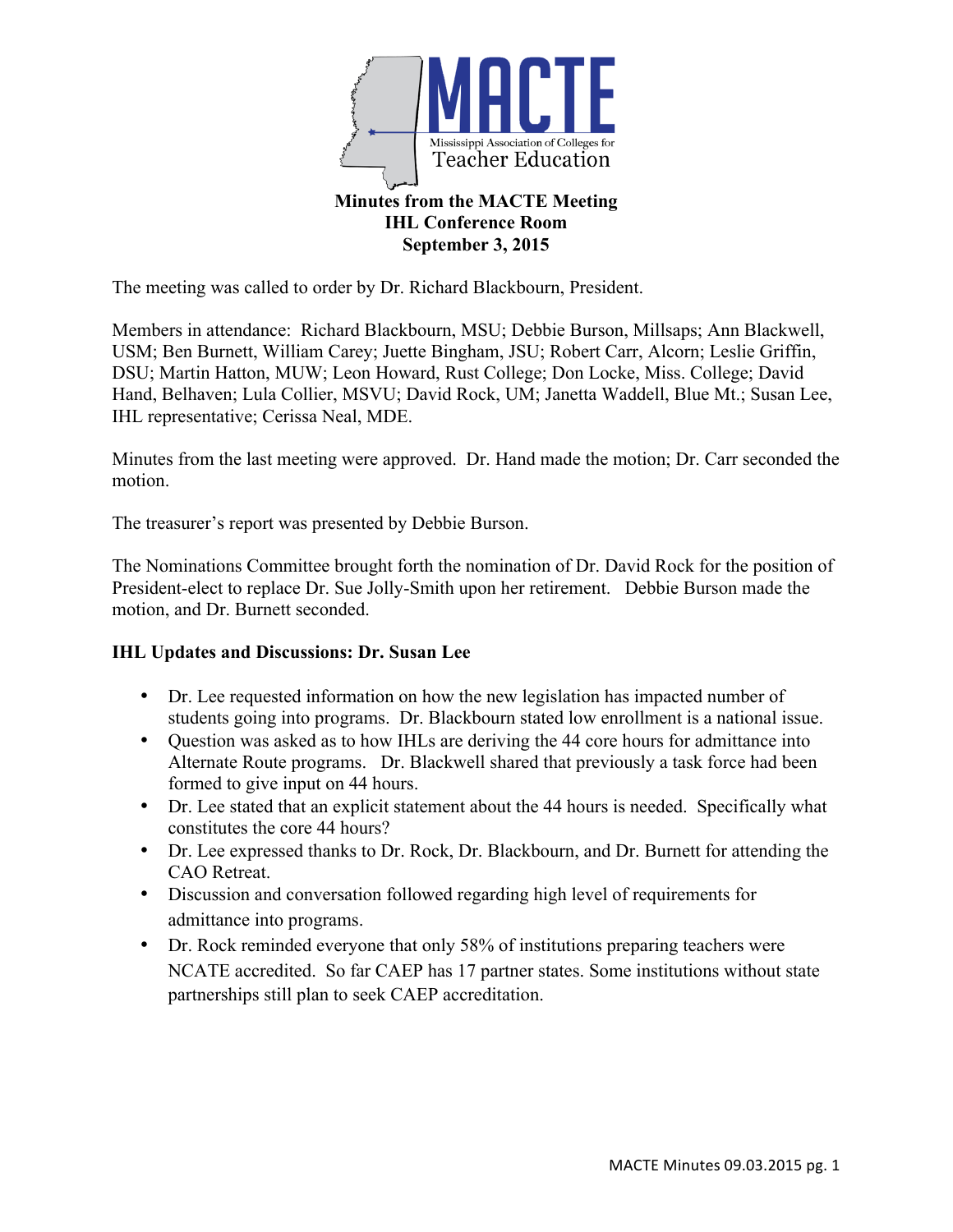MACTE

Mississippi Association of Colleges for Teacher Education

**Minutes from the MACTE Meeting**
**IHL Conference Room**
**September 3, 2015**

The meeting was called to order by Dr. Richard Blackbourn, President.

Members in attendance: Richard Blackbourn, MSU; Debbie Burson, Millsaps; Ann Blackwell, USM; Ben Burnett, William Carey; Juette Bingham, JSU; Robert Carr, Alcorn; Leslie Griffin, DSU; Martin Hatton, MUW; Leon Howard, Rust College; Don Locke, Miss. College; David Hand, Belhaven; Lula Collier, MSVU; David Rock, UM; Janetta Waddell, Blue Mt.; Susan Lee, IHL representative; Cerissa Neal, MDE.

Minutes from the last meeting were approved. Dr. Hand made the motion; Dr. Carr seconded the motion.

The treasurer's report was presented by Debbie Burson.

The Nominations Committee brought forth the nomination of Dr. David Rock for the position of President-elect to replace Dr. Sue Jolly-Smith upon her retirement. Debbie Burson made the motion, and Dr. Burnett seconded.

**IHL Updates and Discussions: Dr. Susan Lee**

- Dr. Lee requested information on how the new legislation has impacted number of students going into programs. Dr. Blackbourn stated low enrollment is a national issue.
- Question was asked as to how IHLs are deriving the 44 core hours for admittance into Alternate Route programs. Dr. Blackwell shared that previously a task force had been formed to give input on 44 hours.
- Dr. Lee stated that an explicit statement about the 44 hours is needed. Specifically what constitutes the core 44 hours?
- Dr. Lee expressed thanks to Dr. Rock, Dr. Blackbourn, and Dr. Burnett for attending the CAO Retreat.
- Discussion and conversation followed regarding high level of requirements for admittance into programs.
- Dr. Rock reminded everyone that only 58% of institutions preparing teachers were NCATE accredited. So far CAEP has 17 partner states. Some institutions without state partnerships still plan to seek CAEP accreditation.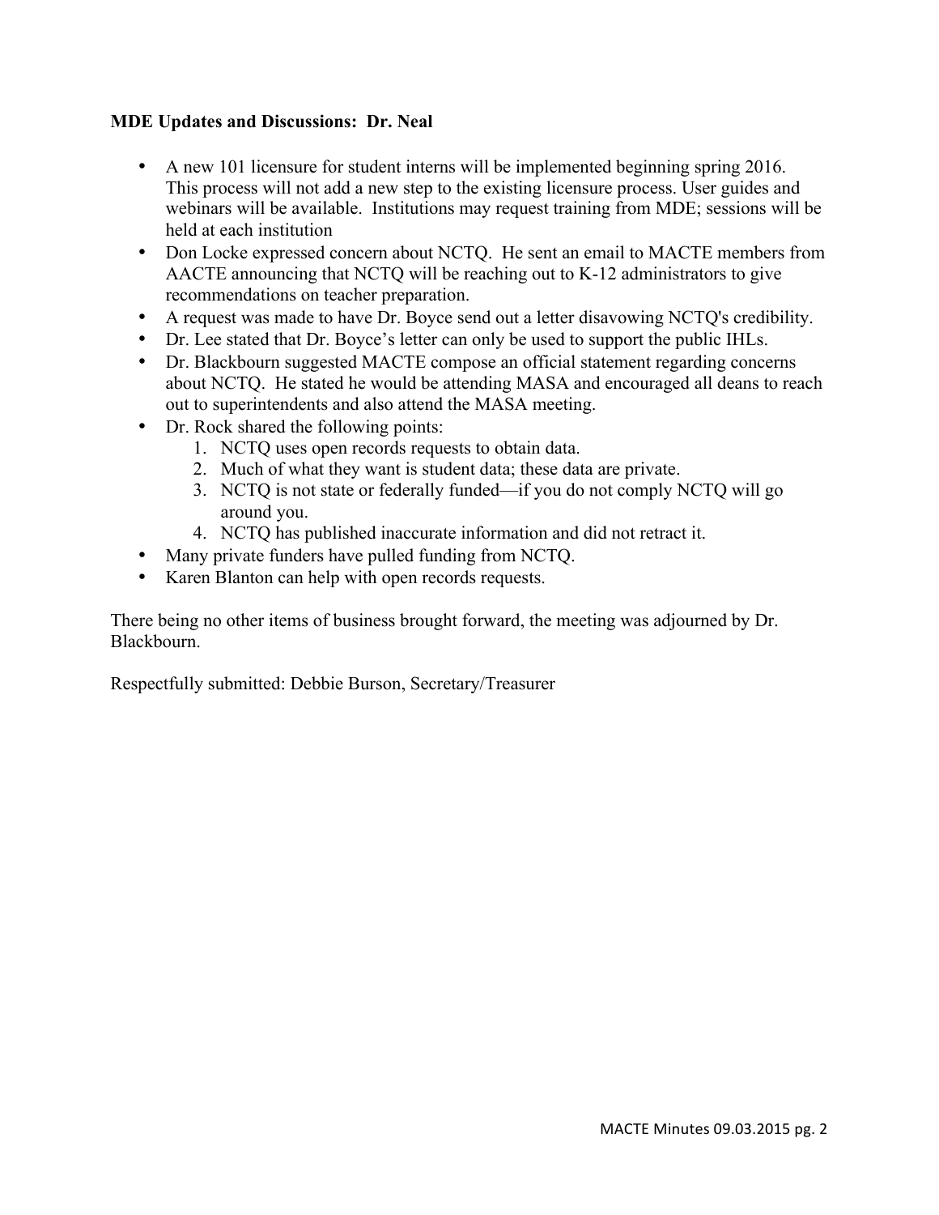**MDE Updates and Discussions: Dr. Neal**

- A new 101 licensure for student interns will be implemented beginning spring 2016. This process will not add a new step to the existing licensure process. User guides and webinars will be available. Institutions may request training from MDE; sessions will be held at each institution
- Don Locke expressed concern about NCTQ. He sent an email to MACTE members from AACTE announcing that NCTQ will be reaching out to K-12 administrators to give recommendations on teacher preparation.
- A request was made to have Dr. Boyce send out a letter disavowing NCTQ's credibility.
- Dr. Lee stated that Dr. Boyce's letter can only be used to support the public IHLs.
- Dr. Blackbourn suggested MACTE compose an official statement regarding concerns about NCTQ. He stated he would be attending MASA and encouraged all deans to reach out to superintendents and also attend the MASA meeting.
- Dr. Rock shared the following points:
  1. NCTQ uses open records requests to obtain data.
  2. Much of what they want is student data; these data are private.
  3. NCTQ is not state or federally funded—if you do not comply NCTQ will go around you.
  4. NCTQ has published inaccurate information and did not retract it.
- Many private funders have pulled funding from NCTQ.
- Karen Blanton can help with open records requests.

There being no other items of business brought forward, the meeting was adjourned by Dr. Blackbourn.

Respectfully submitted: Debbie Burson, Secretary/Treasurer